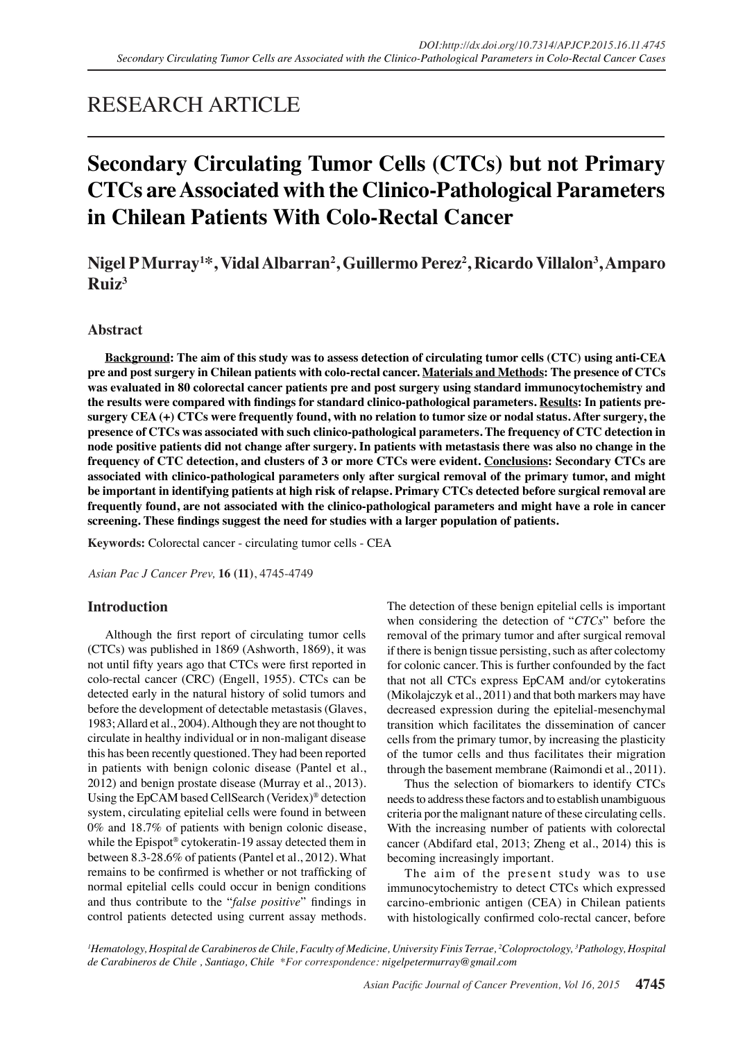RESEARCH ARTICLE

# Secondary Circulating Tumor Cells (CTCs) but not Primary CTCs are Associated with the Clinico-Pathological Parameters in Chilean Patients With Colo-Rectal Cancer

**Nigel P Murray[1]*, Vidal Albarran[2], Guillermo Perez[2], Ricardo Villalon[3], Amparo Ruiz[3]**

## Abstract

**Background: The aim of this study was to assess detection of circulating tumor cells (CTC) using anti-CEA pre and post surgery in Chilean patients with colo-rectal cancer. Materials and Methods: The presence of CTCs was evaluated in 80 colorectal cancer patients pre and post surgery using standard immunocytochemistry and the results were compared with findings for standard clinico-pathological parameters. Results: In patients pre-surgery CEA (+) CTCs were frequently found, with no relation to tumor size or nodal status. After surgery, the presence of CTCs was associated with such clinico-pathological parameters. The frequency of CTC detection in node positive patients did not change after surgery. In patients with metastasis there was also no change in the frequency of CTC detection, and clusters of 3 or more CTCs were evident. Conclusions: Secondary CTCs are associated with clinico-pathological parameters only after surgical removal of the primary tumor, and might be important in identifying patients at high risk of relapse. Primary CTCs detected before surgical removal are frequently found, are not associated with the clinico-pathological parameters and might have a role in cancer screening. These findings suggest the need for studies with a larger population of patients.**

**Keywords:** Colorectal cancer - circulating tumor cells - CEA

*Asian Pac J Cancer Prev,* **16 (11)**, 4745-4749

## Introduction

Although the first report of circulating tumor cells (CTCs) was published in 1869 (Ashworth, 1869), it was not until fifty years ago that CTCs were first reported in colo-rectal cancer (CRC) (Engell, 1955). CTCs can be detected early in the natural history of solid tumors and before the development of detectable metastasis (Glaves, 1983; Allard et al., 2004). Although they are not thought to circulate in healthy individual or in non-maligant disease this has been recently questioned. They had been reported in patients with benign colonic disease (Pantel et al., 2012) and benign prostate disease (Murray et al., 2013). Using the EpCAM based CellSearch (Veridex)® detection system, circulating epitelial cells were found in between 0% and 18.7% of patients with benign colonic disease, while the Epispot® cytokeratin-19 assay detected them in between 8.3-28.6% of patients (Pantel et al., 2012). What remains to be confirmed is whether or not trafficking of normal epitelial cells could occur in benign conditions and thus contribute to the "*false positive*" findings in control patients detected using current assay methods. The detection of these benign epitelial cells is important when considering the detection of "*CTCs*" before the removal of the primary tumor and after surgical removal if there is benign tissue persisting, such as after colectomy for colonic cancer. This is further confounded by the fact that not all CTCs express EpCAM and/or cytokeratins (Mikolajczyk et al., 2011) and that both markers may have decreased expression during the epitelial-mesenchymal transition which facilitates the dissemination of cancer cells from the primary tumor, by increasing the plasticity of the tumor cells and thus facilitates their migration through the basement membrane (Raimondi et al., 2011).

Thus the selection of biomarkers to identify CTCs needs to address these factors and to establish unambiguous criteria por the malignant nature of these circulating cells. With the increasing number of patients with colorectal cancer (Abdifard etal, 2013; Zheng et al., 2014) this is becoming increasingly important.

The aim of the present study was to use immunocytochemistry to detect CTCs which expressed carcino-embrionic antigen (CEA) in Chilean patients with histologically confirmed colo-rectal cancer, before

[1]Hematology, Hospital de Carabineros de Chile, Faculty of Medicine, University Finis Terrae, [2]Coloproctology, [3]Pathology, Hospital de Carabineros de Chile , Santiago, Chile *For correspondence: nigelpetermurray@gmail.com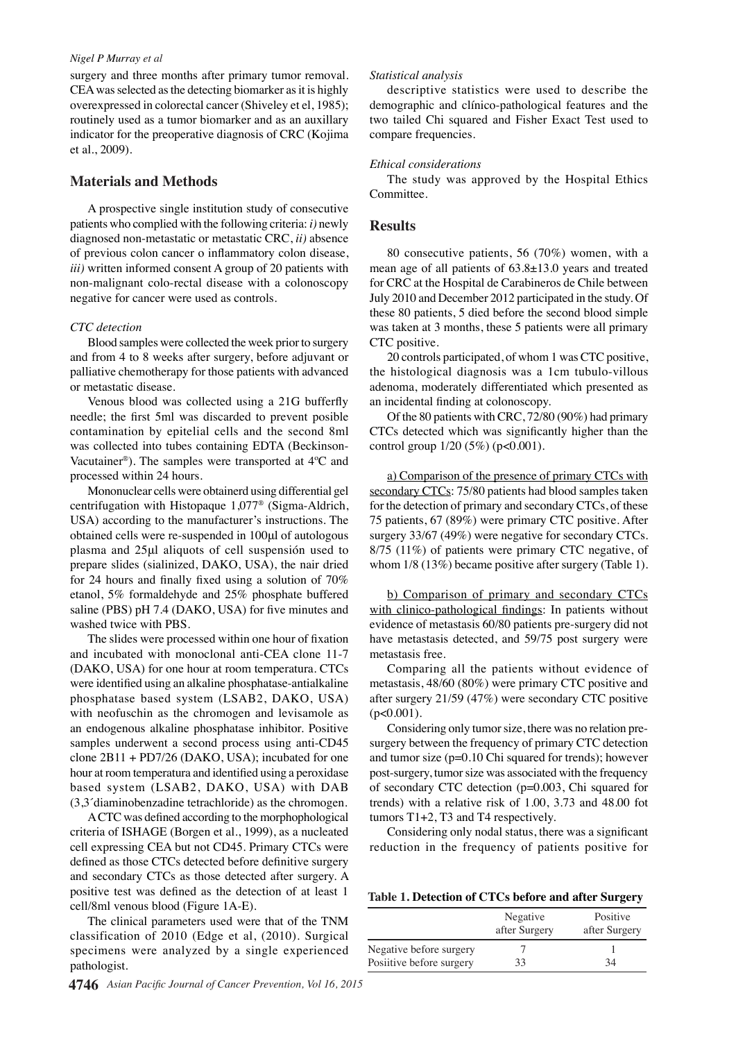surgery and three months after primary tumor removal. CEA was selected as the detecting biomarker as it is highly overexpressed in colorectal cancer (Shiveley et el, 1985); routinely used as a tumor biomarker and as an auxillary indicator for the preoperative diagnosis of CRC (Kojima et al., 2009).

## Materials and Methods

A prospective single institution study of consecutive patients who complied with the following criteria: *i)* newly diagnosed non-metastatic or metastatic CRC, *ii)* absence of previous colon cancer o inflammatory colon disease, *iii)* written informed consent A group of 20 patients with non-malignant colo-rectal disease with a colonoscopy negative for cancer were used as controls.

### *CTC detection*

Blood samples were collected the week prior to surgery and from 4 to 8 weeks after surgery, before adjuvant or palliative chemotherapy for those patients with advanced or metastatic disease.

Venous blood was collected using a 21G bufferfly needle; the first 5ml was discarded to prevent posible contamination by epitelial cells and the second 8ml was collected into tubes containing EDTA (Beckinson-Vacutainer®). The samples were transported at 4ºC and processed within 24 hours.

Mononuclear cells were obtainerd using differential gel centrifugation with Histopaque 1,077® (Sigma-Aldrich, USA) according to the manufacturer's instructions. The obtained cells were re-suspended in 100µl of autologous plasma and 25µl aliquots of cell suspensión used to prepare slides (sialinized, DAKO, USA), the nair dried for 24 hours and finally fixed using a solution of 70% etanol, 5% formaldehyde and 25% phosphate buffered saline (PBS) pH 7.4 (DAKO, USA) for five minutes and washed twice with PBS.

The slides were processed within one hour of fixation and incubated with monoclonal anti-CEA clone 11-7 (DAKO, USA) for one hour at room temperatura. CTCs were identified using an alkaline phosphatase-antialkaline phosphatase based system (LSAB2, DAKO, USA) with neofuschin as the chromogen and levisamole as an endogenous alkaline phosphatase inhibitor. Positive samples underwent a second process using anti-CD45 clone 2B11 + PD7/26 (DAKO, USA); incubated for one hour at room temperatura and identified using a peroxidase based system (LSAB2, DAKO, USA) with DAB (3,3´diaminobenzadine tetrachloride) as the chromogen.

A CTC was defined according to the morphophological criteria of ISHAGE (Borgen et al., 1999), as a nucleated cell expressing CEA but not CD45. Primary CTCs were defined as those CTCs detected before definitive surgery and secondary CTCs as those detected after surgery. A positive test was defined as the detection of at least 1 cell/8ml venous blood (Figure 1A-E).

The clinical parameters used were that of the TNM classification of 2010 (Edge et al, (2010). Surgical specimens were analyzed by a single experienced pathologist.

### *Statistical analysis*

descriptive statistics were used to describe the demographic and clínico-pathological features and the two tailed Chi squared and Fisher Exact Test used to compare frequencies.

### *Ethical considerations*

The study was approved by the Hospital Ethics Committee.

## Results

80 consecutive patients, 56 (70%) women, with a mean age of all patients of 63.8±13.0 years and treated for CRC at the Hospital de Carabineros de Chile between July 2010 and December 2012 participated in the study. Of these 80 patients, 5 died before the second blood simple was taken at 3 months, these 5 patients were all primary CTC positive.

20 controls participated, of whom 1 was CTC positive, the histological diagnosis was a 1cm tubulo-villous adenoma, moderately differentiated which presented as an incidental finding at colonoscopy.

Of the 80 patients with CRC, 72/80 (90%) had primary CTCs detected which was significantly higher than the control group 1/20 (5%) ($p<0.001$).

<u>a) Comparison of the presence of primary CTCs with secondary CTCs</u>: 75/80 patients had blood samples taken for the detection of primary and secondary CTCs, of these 75 patients, 67 (89%) were primary CTC positive. After surgery 33/67 (49%) were negative for secondary CTCs. 8/75 (11%) of patients were primary CTC negative, of whom 1/8 (13%) became positive after surgery (Table 1).

<u>b) Comparison of primary and secondary CTCs with clinico-pathological findings</u>: In patients without evidence of metastasis 60/80 patients pre-surgery did not have metastasis detected, and 59/75 post surgery were metastasis free.

Comparing all the patients without evidence of metastasis, 48/60 (80%) were primary CTC positive and after surgery 21/59 (47%) were secondary CTC positive ($p<0.001$).

Considering only tumor size, there was no relation pre-surgery between the frequency of primary CTC detection and tumor size ($p=0.10$ Chi squared for trends); however post-surgery, tumor size was associated with the frequency of secondary CTC detection ($p=0.003$, Chi squared for trends) with a relative risk of 1.00, 3.73 and 48.00 fot tumors T1+2, T3 and T4 respectively.

Considering only nodal status, there was a significant reduction in the frequency of patients positive for

**Table 1. Detection of CTCs before and after Surgery**

| | Negative after Surgery | Positive after Surgery |
|---|---|---|
| Negative before surgery | 7 | 1 |
| Posiitive before surgery | 33 | 34 |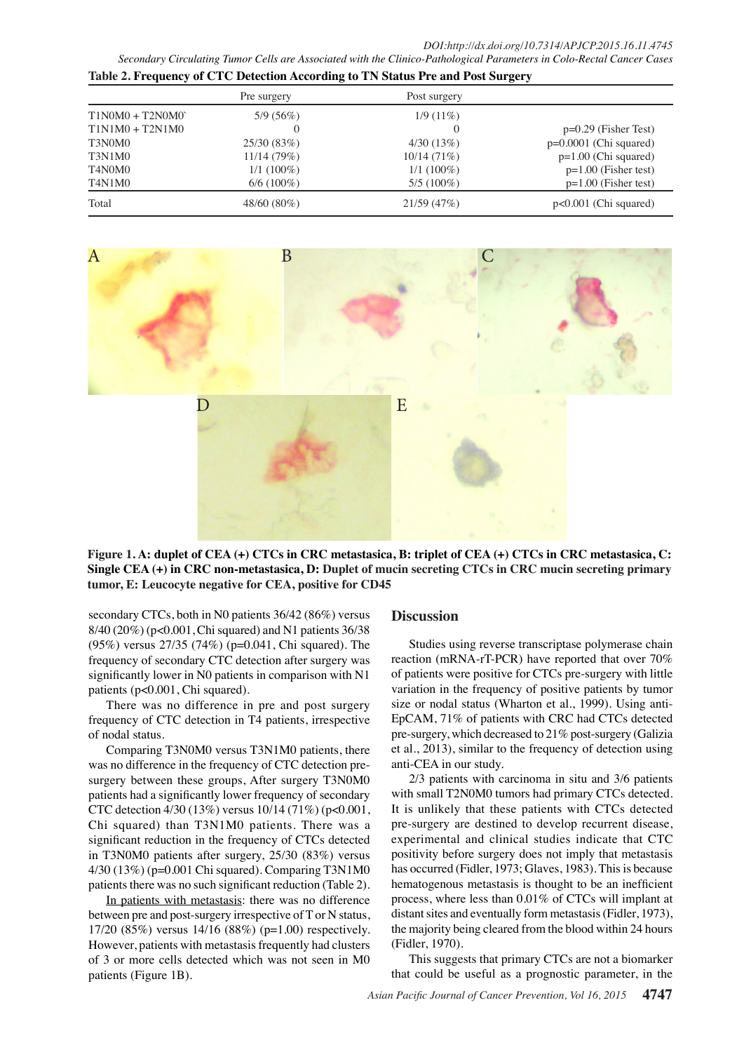**Table 2. Frequency of CTC Detection According to TN Status Pre and Post Surgery**

| | Pre surgery | Post surgery | |
|---|---|---|---|
| T1N0M0 + T2N0M0` | 5/9 (56%) | 1/9 (11%) | |
| T1N1M0 + T2N1M0 | 0 | 0 | p=0.29 (Fisher Test) |
| T3N0M0 | 25/30 (83%) | 4/30 (13%) | p=0.0001 (Chi squared) |
| T3N1M0 | 11/14 (79%) | 10/14 (71%) | p=1.00 (Chi squared) |
| T4N0M0 | 1/1 (100%) | 1/1 (100%) | p=1.00 (Fisher test) |
| T4N1M0 | 6/6 (100%) | 5/5 (100%) | p=1.00 (Fisher test) |
| Total | 48/60 (80%) | 21/59 (47%) | p<0.001 (Chi squared) |

**Figure 1. A: duplet of CEA (+) CTCs in CRC metastasica, B: triplet of CEA (+) CTCs in CRC metastasica, C: Single CEA (+) in CRC non-metastasica, D: Duplet of mucin secreting CTCs in CRC mucin secreting primary tumor, E: Leucocyte negative for CEA, positive for CD45**

secondary CTCs, both in N0 patients 36/42 (86%) versus 8/40 (20%) (p<0.001, Chi squared) and N1 patients 36/38 (95%) versus 27/35 (74%) (p=0.041, Chi squared). The frequency of secondary CTC detection after surgery was significantly lower in N0 patients in comparison with N1 patients (p<0.001, Chi squared).

There was no difference in pre and post surgery frequency of CTC detection in T4 patients, irrespective of nodal status.

Comparing T3N0M0 versus T3N1M0 patients, there was no difference in the frequency of CTC detection pre-surgery between these groups, After surgery T3N0M0 patients had a significantly lower frequency of secondary CTC detection 4/30 (13%) versus 10/14 (71%) (p<0.001, Chi squared) than T3N1M0 patients. There was a significant reduction in the frequency of CTCs detected in T3N0M0 patients after surgery, 25/30 (83%) versus 4/30 (13%) (p=0.001 Chi squared). Comparing T3N1M0 patients there was no such significant reduction (Table 2).

In patients with metastasis: there was no difference between pre and post-surgery irrespective of T or N status, 17/20 (85%) versus 14/16 (88%) (p=1.00) respectively. However, patients with metastasis frequently had clusters of 3 or more cells detected which was not seen in M0 patients (Figure 1B).

## Discussion

Studies using reverse transcriptase polymerase chain reaction (mRNA-rT-PCR) have reported that over 70% of patients were positive for CTCs pre-surgery with little variation in the frequency of positive patients by tumor size or nodal status (Wharton et al., 1999). Using anti-EpCAM, 71% of patients with CRC had CTCs detected pre-surgery, which decreased to 21% post-surgery (Galizia et al., 2013), similar to the frequency of detection using anti-CEA in our study.

2/3 patients with carcinoma in situ and 3/6 patients with small T2N0M0 tumors had primary CTCs detected. It is unlikely that these patients with CTCs detected pre-surgery are destined to develop recurrent disease, experimental and clinical studies indicate that CTC positivity before surgery does not imply that metastasis has occurred (Fidler, 1973; Glaves, 1983). This is because hematogenous metastasis is thought to be an inefficient process, where less than 0.01% of CTCs will implant at distant sites and eventually form metastasis (Fidler, 1973), the majority being cleared from the blood within 24 hours (Fidler, 1970).

This suggests that primary CTCs are not a biomarker that could be useful as a prognostic parameter, in the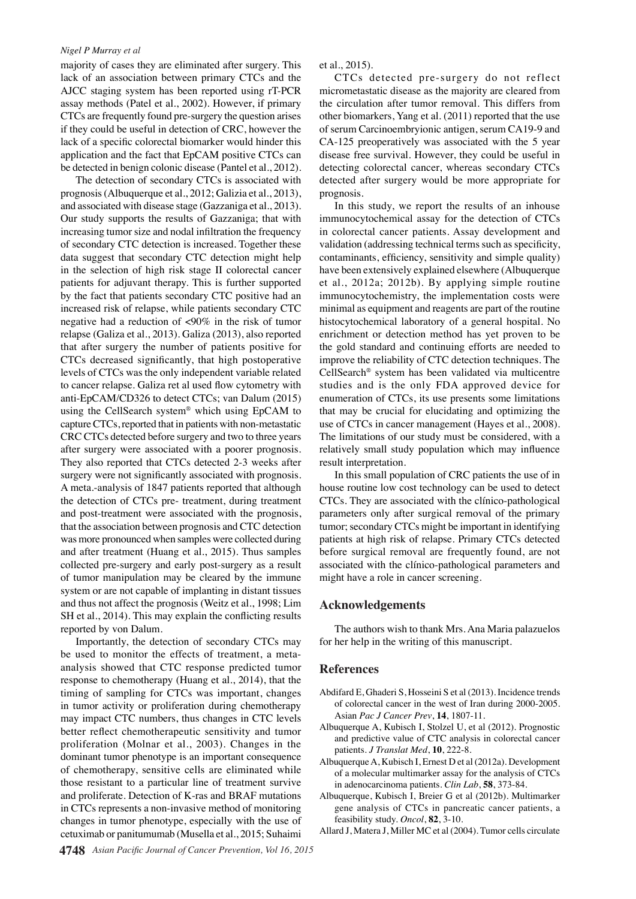majority of cases they are eliminated after surgery. This lack of an association between primary CTCs and the AJCC staging system has been reported using rT-PCR assay methods (Patel et al., 2002). However, if primary CTCs are frequently found pre-surgery the question arises if they could be useful in detection of CRC, however the lack of a specific colorectal biomarker would hinder this application and the fact that EpCAM positive CTCs can be detected in benign colonic disease (Pantel et al., 2012).

The detection of secondary CTCs is associated with prognosis (Albuquerque et al., 2012; Galizia et al., 2013), and associated with disease stage (Gazzaniga et al., 2013). Our study supports the results of Gazzaniga; that with increasing tumor size and nodal infiltration the frequency of secondary CTC detection is increased. Together these data suggest that secondary CTC detection might help in the selection of high risk stage II colorectal cancer patients for adjuvant therapy. This is further supported by the fact that patients secondary CTC positive had an increased risk of relapse, while patients secondary CTC negative had a reduction of <90% in the risk of tumor relapse (Galiza et al., 2013). Galiza (2013), also reported that after surgery the number of patients positive for CTCs decreased significantly, that high postoperative levels of CTCs was the only independent variable related to cancer relapse. Galiza et al used flow cytometry with anti-EpCAM/CD326 to detect CTCs; van Dalum (2015) using the CellSearch system® which using EpCAM to capture CTCs, reported that in patients with non-metastatic CRC CTCs detected before surgery and two to three years after surgery were associated with a poorer prognosis. They also reported that CTCs detected 2-3 weeks after surgery were not significantly associated with prognosis. A meta.-analysis of 1847 patients reported that although the detection of CTCs pre- treatment, during treatment and post-treatment were associated with the prognosis, that the association between prognosis and CTC detection was more pronounced when samples were collected during and after treatment (Huang et al., 2015). Thus samples collected pre-surgery and early post-surgery as a result of tumor manipulation may be cleared by the immune system or are not capable of implanting in distant tissues and thus not affect the prognosis (Weitz et al., 1998; Lim SH et al., 2014). This may explain the conflicting results reported by von Dalum.

Importantly, the detection of secondary CTCs may be used to monitor the effects of treatment, a meta-analysis showed that CTC response predicted tumor response to chemotherapy (Huang et al., 2014), that the timing of sampling for CTCs was important, changes in tumor activity or proliferation during chemotherapy may impact CTC numbers, thus changes in CTC levels better reflect chemotherapeutic sensitivity and tumor proliferation (Molnar et al., 2003). Changes in the dominant tumor phenotype is an important consequence of chemotherapy, sensitive cells are eliminated while those resistant to a particular line of treatment survive and proliferate. Detection of K-ras and BRAF mutations in CTCs represents a non-invasive method of monitoring changes in tumor phenotype, especially with the use of cetuximab or panitumumab (Musella et al., 2015; Suhaimi et al., 2015).

CTCs detected pre-surgery do not reflect micrometastatic disease as the majority are cleared from the circulation after tumor removal. This differs from other biomarkers, Yang et al. (2011) reported that the use of serum Carcinoembryionic antigen, serum CA19-9 and CA-125 preoperatively was associated with the 5 year disease free survival. However, they could be useful in detecting colorectal cancer, whereas secondary CTCs detected after surgery would be more appropriate for prognosis.

In this study, we report the results of an inhouse immunocytochemical assay for the detection of CTCs in colorectal cancer patients. Assay development and validation (addressing technical terms such as specificity, contaminants, efficiency, sensitivity and simple quality) have been extensively explained elsewhere (Albuquerque et al., 2012a; 2012b). By applying simple routine immunocytochemistry, the implementation costs were minimal as equipment and reagents are part of the routine histocytochemical laboratory of a general hospital. No enrichment or detection method has yet proven to be the gold standard and continuing efforts are needed to improve the reliability of CTC detection techniques. The CellSearch® system has been validated via multicentre studies and is the only FDA approved device for enumeration of CTCs, its use presents some limitations that may be crucial for elucidating and optimizing the use of CTCs in cancer management (Hayes et al., 2008). The limitations of our study must be considered, with a relatively small study population which may influence result interpretation.

In this small population of CRC patients the use of in house routine low cost technology can be used to detect CTCs. They are associated with the clínico-pathological parameters only after surgical removal of the primary tumor; secondary CTCs might be important in identifying patients at high risk of relapse. Primary CTCs detected before surgical removal are frequently found, are not associated with the clínico-pathological parameters and might have a role in cancer screening.

## Acknowledgements

The authors wish to thank Mrs. Ana Maria palazuelos for her help in the writing of this manuscript.

## References

Abdifard E, Ghaderi S, Hosseini S et al (2013). Incidence trends of colorectal cancer in the west of Iran during 2000-2005. Asian *Pac J Cancer Prev*, **14**, 1807-11.

Albuquerque A, Kubisch I, Stolzel U, et al (2012). Prognostic and predictive value of CTC analysis in colorectal cancer patients. *J Translat Med*, **10**, 222-8.

Albuquerque A, Kubisch I, Ernest D et al (2012a). Development of a molecular multimarker assay for the analysis of CTCs in adenocarcinoma patients. *Clin Lab*, **58**, 373-84.

Albuquerque, Kubisch I, Breier G et al (2012b). Multimarker gene analysis of CTCs in pancreatic cancer patients, a feasibility study. *Oncol*, **82**, 3-10.

Allard J, Matera J, Miller MC et al (2004). Tumor cells circulate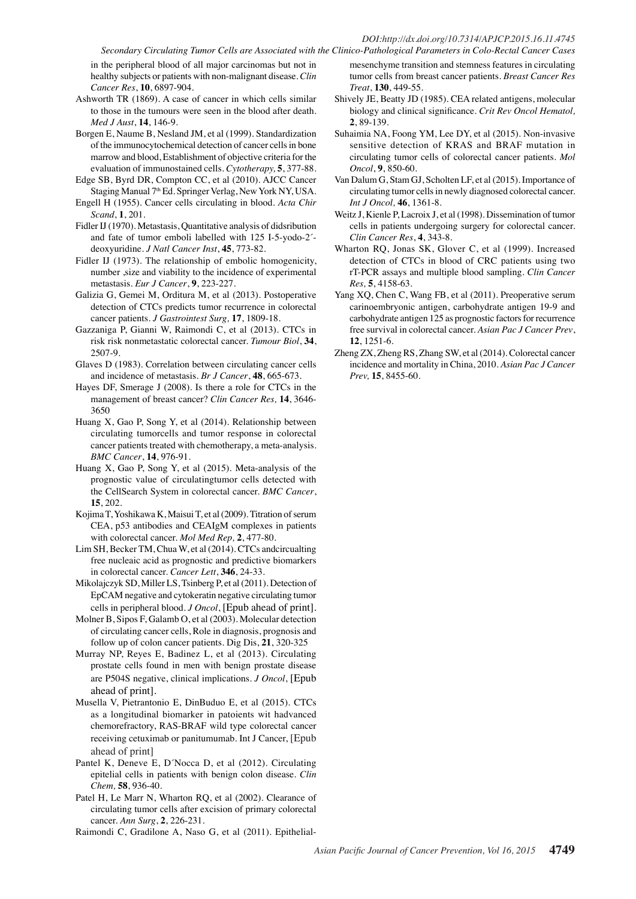in the peripheral blood of all major carcinomas but not in healthy subjects or patients with non-malignant disease. *Clin Cancer Res*, **10**, 6897-904.

Ashworth TR (1869). A case of cancer in which cells similar to those in the tumours were seen in the blood after death. *Med J Aust*, **14**, 146-9.

Borgen E, Naume B, Nesland JM, et al (1999). Standardization of the immunocytochemical detection of cancer cells in bone marrow and blood, Establishment of objective criteria for the evaluation of immunostained cells. *Cytotherapy,* **5**, 377-88.

Edge SB, Byrd DR, Compton CC, et al (2010). AJCC Cancer Staging Manual 7th Ed. Springer Verlag, New York NY, USA.

Engell H (1955). Cancer cells circulating in blood. *Acta Chir Scand*, **1**, 201.

Fidler IJ (1970). Metastasis, Quantitative analysis of didsribution and fate of tumor emboli labelled with 125 I-5-yodo-2´-deoxyuridine. *J Natl Cancer Inst*, **45**, 773-82.

Fidler IJ (1973). The relationship of embolic homogenicity, number ,size and viability to the incidence of experimental metastasis. *Eur J Cancer*, **9**, 223-227.

Galizia G, Gemei M, Orditura M, et al (2013). Postoperative detection of CTCs predicts tumor recurrence in colorectal cancer patients. *J Gastrointest Surg,* **17**, 1809-18.

Gazzaniga P, Gianni W, Raimondi C, et al (2013). CTCs in risk risk nonmetastatic colorectal cancer. *Tumour Biol*, **34**, 2507-9.

Glaves D (1983). Correlation between circulating cancer cells and incidence of metastasis. *Br J Cancer*, **48**, 665-673.

Hayes DF, Smerage J (2008). Is there a role for CTCs in the management of breast cancer? *Clin Cancer Res,* **14**, 3646-3650

Huang X, Gao P, Song Y, et al (2014). Relationship between circulating tumorcells and tumor response in colorectal cancer patients treated with chemotherapy, a meta-analysis. *BMC Cancer*, **14**, 976-91.

Huang X, Gao P, Song Y, et al (2015). Meta-analysis of the prognostic value of circulatingtumor cells detected with the CellSearch System in colorectal cancer. *BMC Cancer*, **15**, 202.

Kojima T, Yoshikawa K, Maisui T, et al (2009). Titration of serum CEA, p53 antibodies and CEAIgM complexes in patients with colorectal cancer. *Mol Med Rep,* **2**, 477-80.

Lim SH, Becker TM, Chua W, et al (2014). CTCs andcircualting free nucleaic acid as prognostic and predictive biomarkers in colorectal cancer. *Cancer Lett*, **346**, 24-33.

Mikolajczyk SD, Miller LS, Tsinberg P, et al (2011). Detection of EpCAM negative and cytokeratin negative circulating tumor cells in peripheral blood. *J Oncol*, [Epub ahead of print].

Molner B, Sipos F, Galamb O, et al (2003). Molecular detection of circulating cancer cells, Role in diagnosis, prognosis and follow up of colon cancer patients. Dig Dis, **21**, 320-325

Murray NP, Reyes E, Badinez L, et al (2013). Circulating prostate cells found in men with benign prostate disease are P504S negative, clinical implications. *J Oncol*, [Epub ahead of print].

Musella V, Pietrantonio E, DinBuduo E, et al (2015). CTCs as a longitudinal biomarker in patoients wit hadvanced chemorefractory, RAS-BRAF wild type colorectal cancer receiving cetuximab or panitumumab. Int J Cancer, [Epub ahead of print]

Pantel K, Deneve E, D´Nocca D, et al (2012). Circulating epitelial cells in patients with benign colon disease. *Clin Chem,* **58**, 936-40.

Patel H, Le Marr N, Wharton RQ, et al (2002). Clearance of circulating tumor cells after excision of primary colorectal cancer. *Ann Surg*, **2**, 226-231.

Raimondi C, Gradilone A, Naso G, et al (2011). Epithelial-mesenchyme transition and stemness features in circulating tumor cells from breast cancer patients. *Breast Cancer Res Treat*, **130**, 449-55.

Shively JE, Beatty JD (1985). CEA related antigens, molecular biology and clinical significance. *Crit Rev Oncol Hematol,* **2**, 89-139.

Suhaimia NA, Foong YM, Lee DY, et al (2015). Non-invasive sensitive detection of KRAS and BRAF mutation in circulating tumor cells of colorectal cancer patients. *Mol Oncol*, **9**, 850-60.

Van Dalum G, Stam GJ, Scholten LF, et al (2015). Importance of circulating tumor cells in newly diagnosed colorectal cancer. *Int J Oncol,* **46**, 1361-8.

Weitz J, Kienle P, Lacroix J, et al (1998). Dissemination of tumor cells in patients undergoing surgery for colorectal cancer. *Clin Cancer Res*, **4**, 343-8.

Wharton RQ, Jonas SK, Glover C, et al (1999). Increased detection of CTCs in blood of CRC patients using two rT-PCR assays and multiple blood sampling. *Clin Cancer Res,* **5**, 4158-63.

Yang XQ, Chen C, Wang FB, et al (2011). Preoperative serum carinoembryonic antigen, carbohydrate antigen 19-9 and carbohydrate antigen 125 as prognostic factors for recurrence free survival in colorectal cancer. *Asian Pac J Cancer Prev*, **12**, 1251-6.

Zheng ZX, Zheng RS, Zhang SW, et al (2014). Colorectal cancer incidence and mortality in China, 2010. *Asian Pac J Cancer Prev,* **15**, 8455-60.